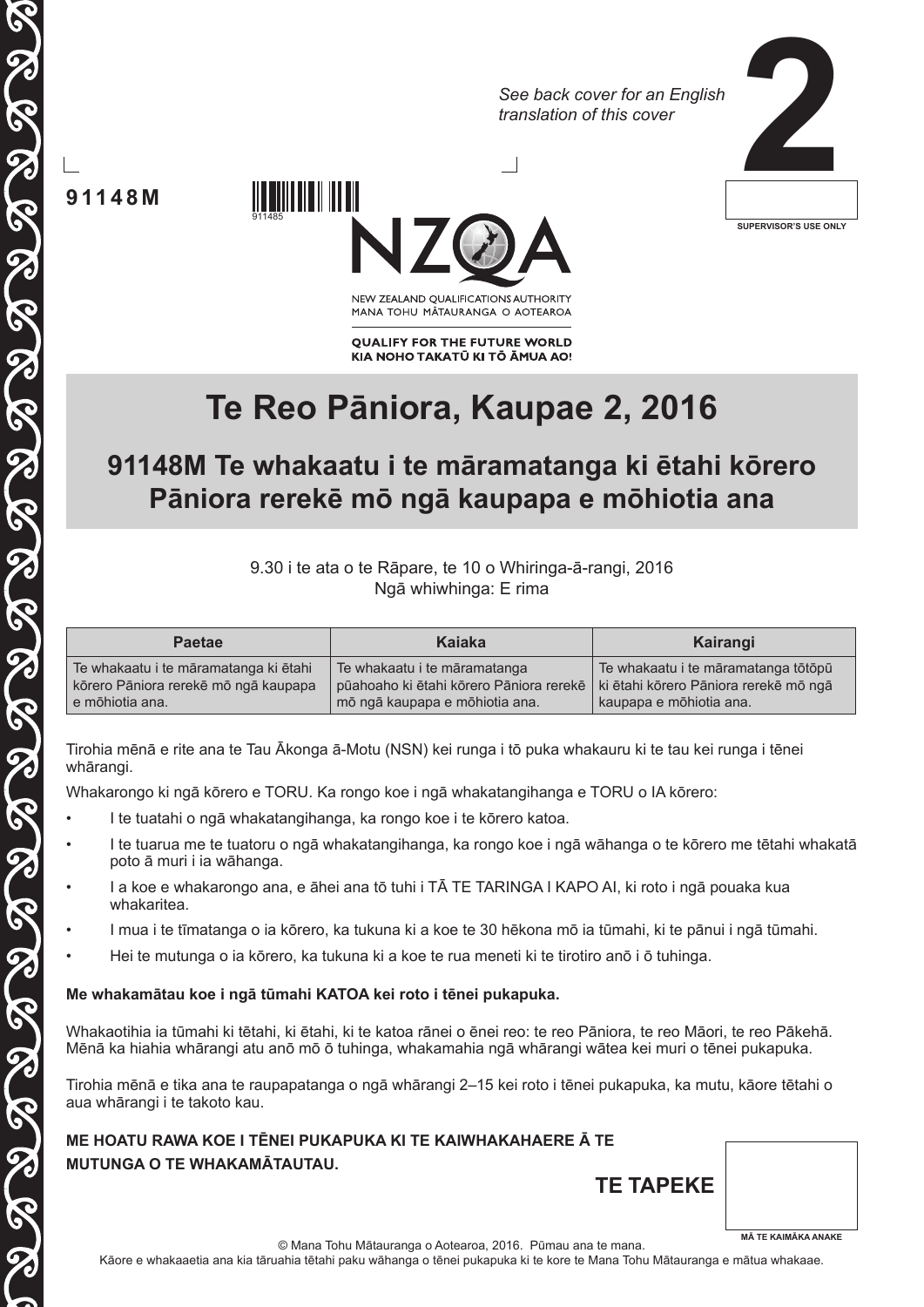*See back cover for an English translation of this cover*

# 2

SUPERVISOR'S USE ONLY

**91148M**

911485

NEW ZEALAND QUALIFICATIONS AUTHORITY
MANA TOHU MĀTAURANGA O AOTEAROA

**QUALIFY FOR THE FUTURE WORLD**
**KIA NOHO TAKATŪ KI TŌ ĀMUA AO!**

# Te Reo Pāniora, Kaupae 2, 2016

## 91148M Te whakaatu i te māramatanga ki ētahi kōrero Pāniora rerekē mō ngā kaupapa e mōhiotia ana

9.30 i te ata o te Rāpare, te 10 o Whiringa-ā-rangi, 2016
Ngā whiwhinga: E rima

| Paetae | Kaiaka | Kairangi |
|---|---|---|
| Te whakaatu i te māramatanga ki ētahi kōrero Pāniora rerekē mō ngā kaupapa e mōhiotia ana. | Te whakaatu i te māramatanga pūahoaho ki ētahi kōrero Pāniora rerekē mō ngā kaupapa e mōhiotia ana. | Te whakaatu i te māramatanga tōtōpū ki ētahi kōrero Pāniora rerekē mō ngā kaupapa e mōhiotia ana. |

Tirohia mēnā e rite ana te Tau Ākonga ā-Motu (NSN) kei runga i tō puka whakauru ki te tau kei runga i tēnei whārangi.

Whakarongo ki ngā kōrero e TORU. Ka rongo koe i ngā whakatangihanga e TORU o IA kōrero:

- I te tuatahi o ngā whakatangihanga, ka rongo koe i te kōrero katoa.
- I te tuarua me te tuatoru o ngā whakatangihanga, ka rongo koe i ngā wāhanga o te kōrero me tētahi whakatā poto ā muri i ia wāhanga.
- I a koe e whakarongo ana, e āhei ana tō tuhi i TĀ TE TARINGA I KAPO AI, ki roto i ngā pouaka kua whakaritea.
- I mua i te tīmatanga o ia kōrero, ka tukuna ki a koe te 30 hēkona mō ia tūmahi, ki te pānui i ngā tūmahi.
- Hei te mutunga o ia kōrero, ka tukuna ki a koe te rua meneti ki te tirotiro anō i ō tuhinga.

**Me whakamātau koe i ngā tūmahi KATOA kei roto i tēnei pukapuka.**

Whakaotihia ia tūmahi ki tētahi, ki ētahi, ki te katoa rānei o ēnei reo: te reo Pāniora, te reo Māori, te reo Pākehā. Mēnā ka hiahia whārangi atu anō mō ō tuhinga, whakamahia ngā whārangi wātea kei muri o tēnei pukapuka.

Tirohia mēnā e tika ana te raupapatanga o ngā whārangi 2–15 kei roto i tēnei pukapuka, ka mutu, kāore tētahi o aua whārangi i te takoto kau.

**ME HOATU RAWA KOE I TĒNEI PUKAPUKA KI TE KAIWHAKAHAERE Ā TE MUTUNGA O TE WHAKAMĀTAUTAU.**

**TE TAPEKE**

MĀ TE KAIMĀKA ANAKE

© Mana Tohu Mātauranga o Aotearoa, 2016. Pūmau ana te mana.
Kāore e whakaaetia ana kia tāruahia tētahi paku wāhanga o tēnei pukapuka ki te kore te Mana Tohu Mātauranga e mātua whakaae.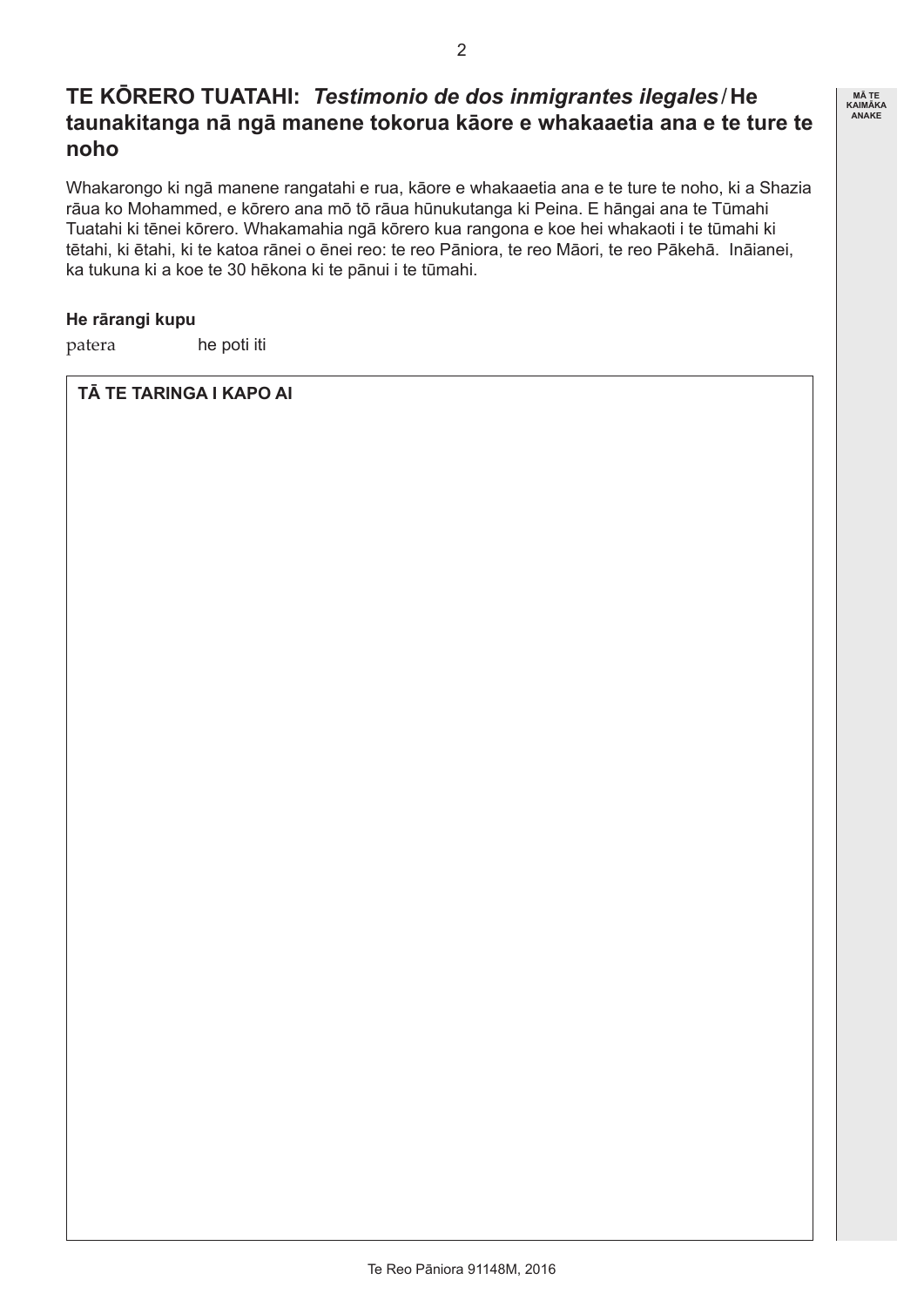## TE KŌRERO TUATAHI: *Testimonio de dos inmigrantes ilegales* / He taunakitanga nā ngā manene tokorua kāore e whakaaetia ana e te ture te noho

Whakarongo ki ngā manene rangatahi e rua, kāore e whakaaetia ana e te ture te noho, ki a Shazia rāua ko Mohammed, e kōrero ana mō tō rāua hūnukutanga ki Peina. E hāngai ana te Tūmahi Tuatahi ki tēnei kōrero. Whakamahia ngā kōrero kua rangona e koe hei whakaoti i te tūmahi ki tētahi, ki ētahi, ki te katoa rānei o ēnei reo: te reo Pāniora, te reo Māori, te reo Pākehā. Ināianei, ka tukuna ki a koe te 30 hēkona ki te pānui i te tūmahi.

**He rārangi kupu**

patera — he poti iti

**TĀ TE TARINGA I KAPO AI**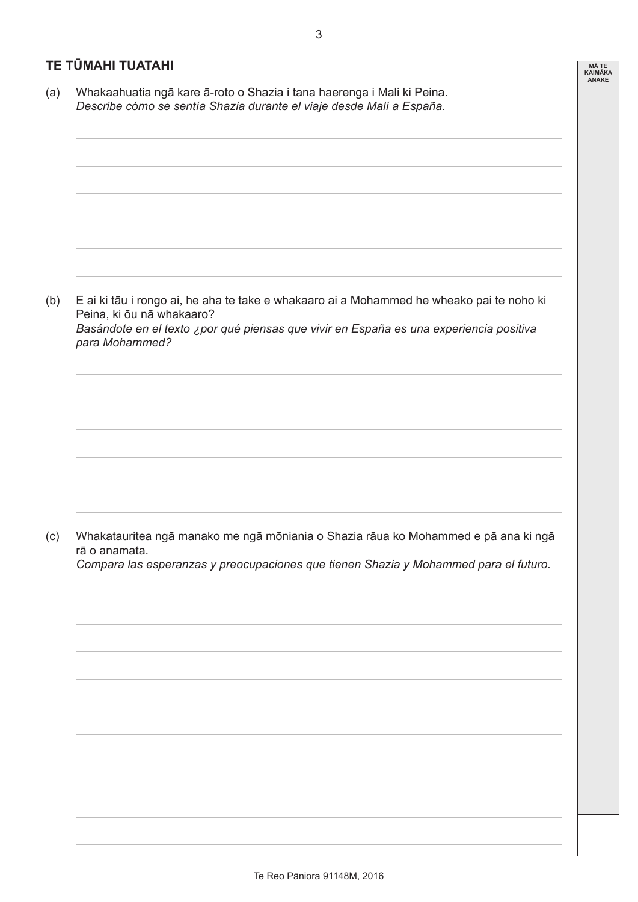## TE TŪMAHI TUATAHI

(a) Whakaahuatia ngā kare ā-roto o Shazia i tana haerenga i Mali ki Peina.
*Describe cómo se sentía Shazia durante el viaje desde Malí a España.*

(b) E ai ki tāu i rongo ai, he aha te take e whakaaro ai a Mohammed he wheako pai te noho ki Peina, ki ōu nā whakaaro?
*Basándote en el texto ¿por qué piensas que vivir en España es una experiencia positiva para Mohammed?*

(c) Whakatauritea ngā manako me ngā mōniania o Shazia rāua ko Mohammed e pā ana ki ngā rā o anamata.
*Compara las esperanzas y preocupaciones que tienen Shazia y Mohammed para el futuro.*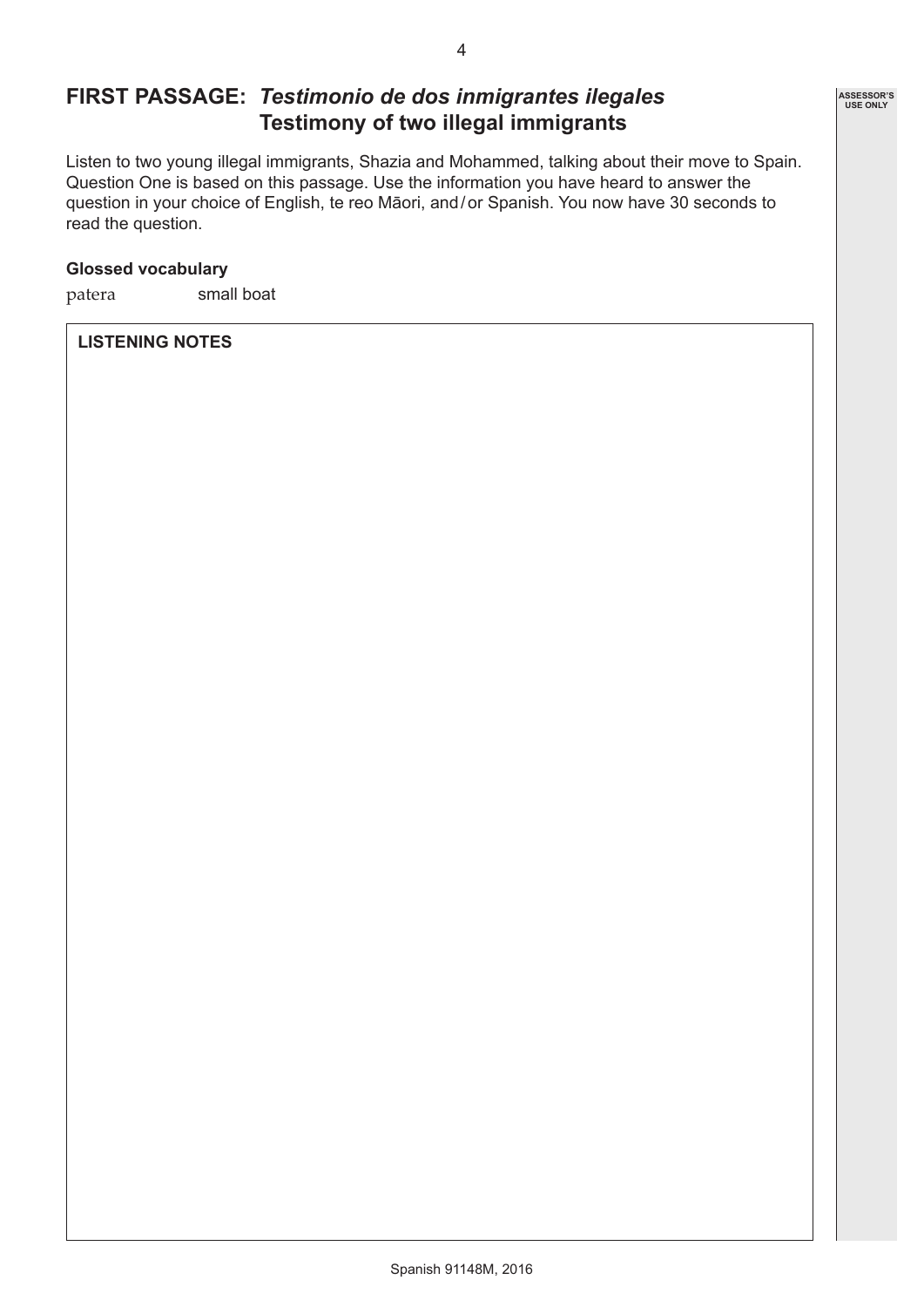## FIRST PASSAGE: *Testimonio de dos inmigrantes ilegales* Testimony of two illegal immigrants

Listen to two young illegal immigrants, Shazia and Mohammed, talking about their move to Spain. Question One is based on this passage. Use the information you have heard to answer the question in your choice of English, te reo Māori, and / or Spanish. You now have 30 seconds to read the question.

**Glossed vocabulary**

patera small boat

**LISTENING NOTES**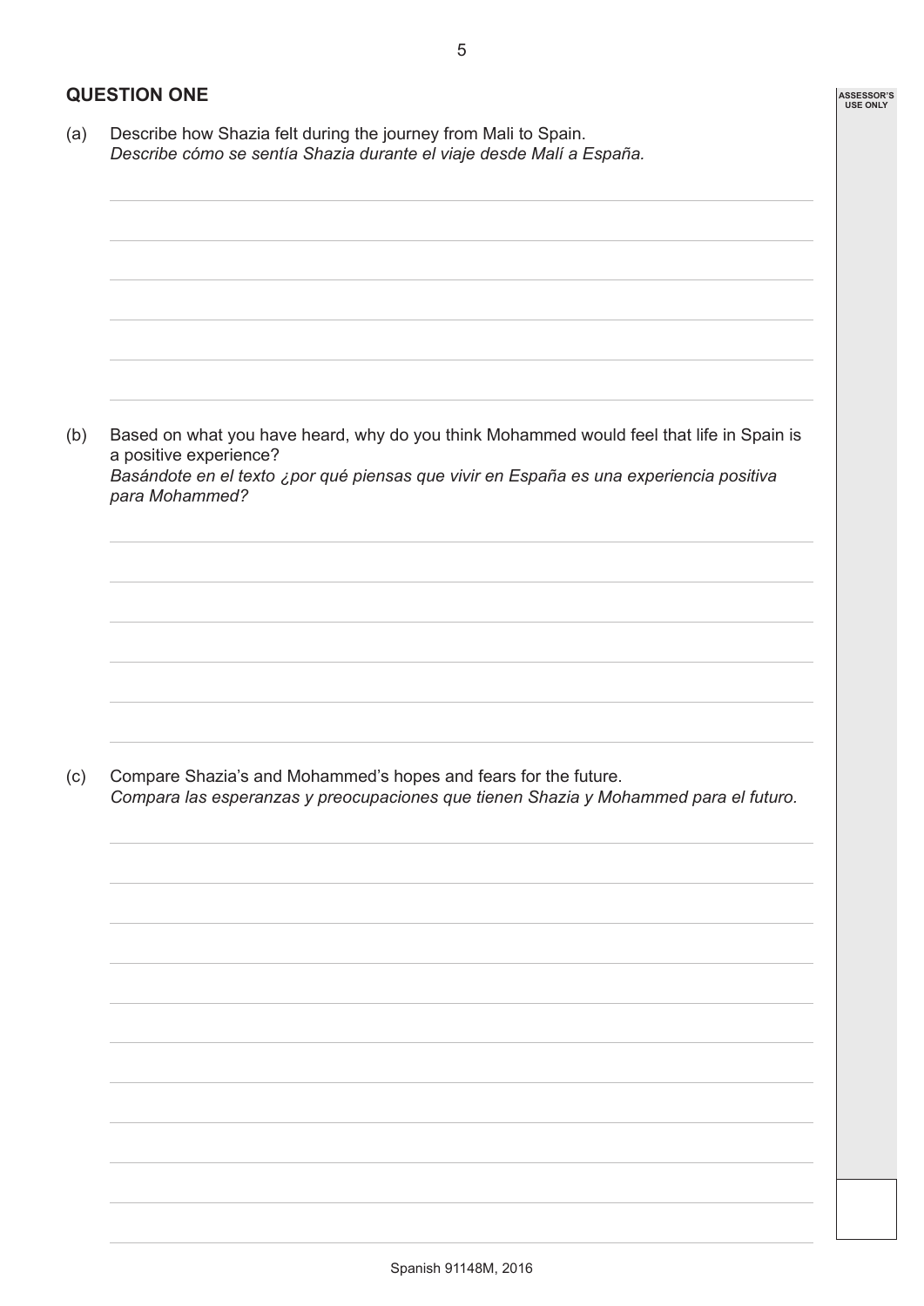## QUESTION ONE

(a) Describe how Shazia felt during the journey from Mali to Spain.
*Describe cómo se sentía Shazia durante el viaje desde Malí a España.*

(b) Based on what you have heard, why do you think Mohammed would feel that life in Spain is a positive experience?
*Basándote en el texto ¿por qué piensas que vivir en España es una experiencia positiva para Mohammed?*

(c) Compare Shazia's and Mohammed's hopes and fears for the future.
*Compara las esperanzas y preocupaciones que tienen Shazia y Mohammed para el futuro.*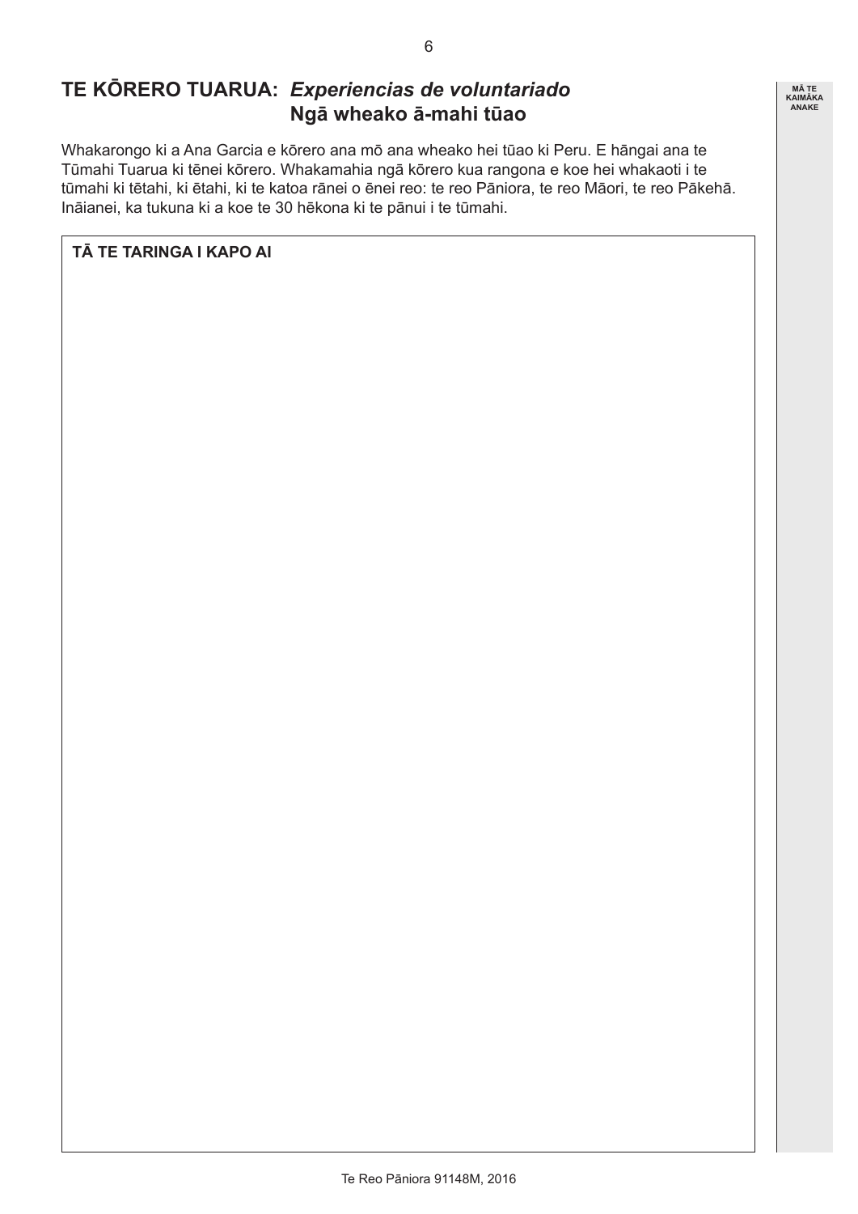## TE KŌRERO TUARUA: *Experiencias de voluntariado* Ngā wheako ā-mahi tūao

Whakarongo ki a Ana Garcia e kōrero ana mō ana wheako hei tūao ki Peru. E hāngai ana te Tūmahi Tuarua ki tēnei kōrero. Whakamahia ngā kōrero kua rangona e koe hei whakaoti i te tūmahi ki tētahi, ki ētahi, ki te katoa rānei o ēnei reo: te reo Pāniora, te reo Māori, te reo Pākehā. Ināianei, ka tukuna ki a koe te 30 hēkona ki te pānui i te tūmahi.

**TĀ TE TARINGA I KAPO AI**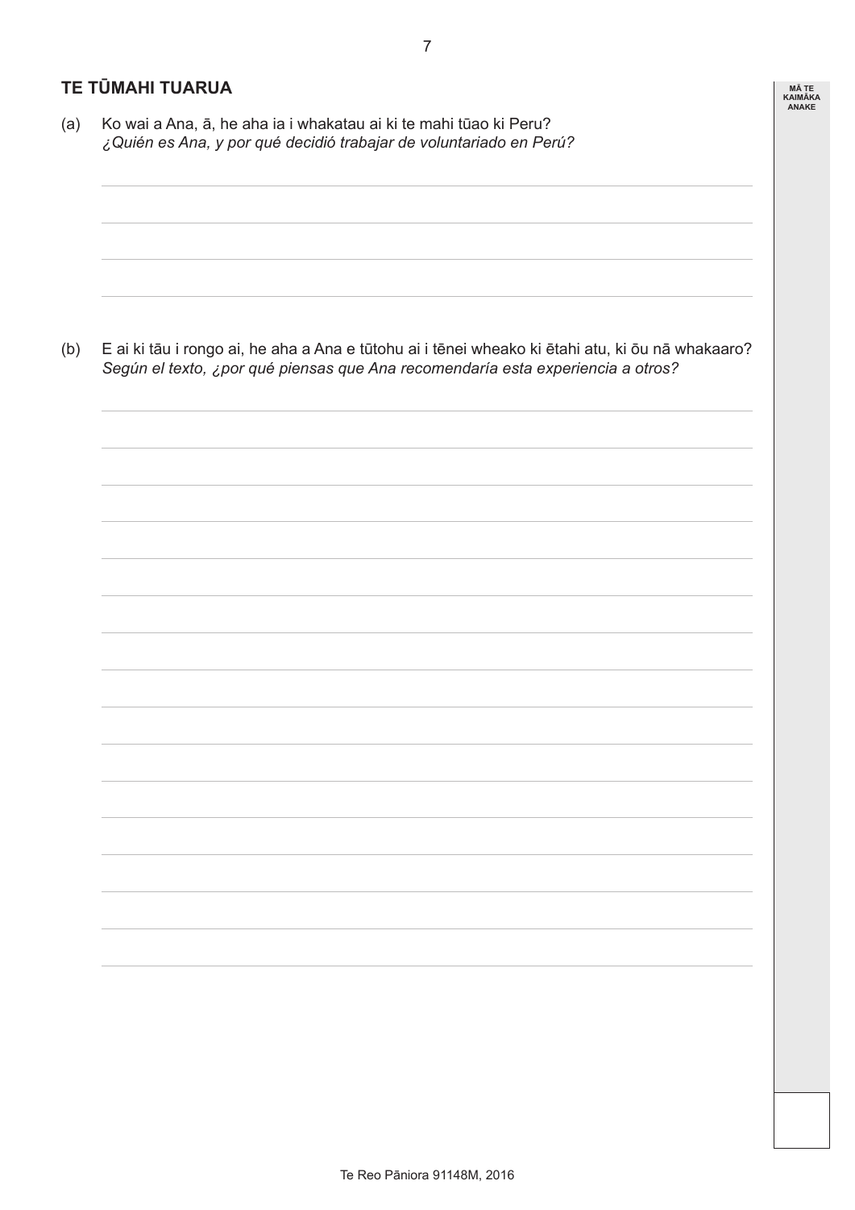## TE TŪMAHI TUARUA

(a) Ko wai a Ana, ā, he aha ia i whakatau ai ki te mahi tūao ki Peru?
*¿Quién es Ana, y por qué decidió trabajar de voluntariado en Perú?*

(b) E ai ki tāu i rongo ai, he aha a Ana e tūtohu ai i tēnei wheako ki ētahi atu, ki ōu nā whakaaro?
*Según el texto, ¿por qué piensas que Ana recomendaría esta experiencia a otros?*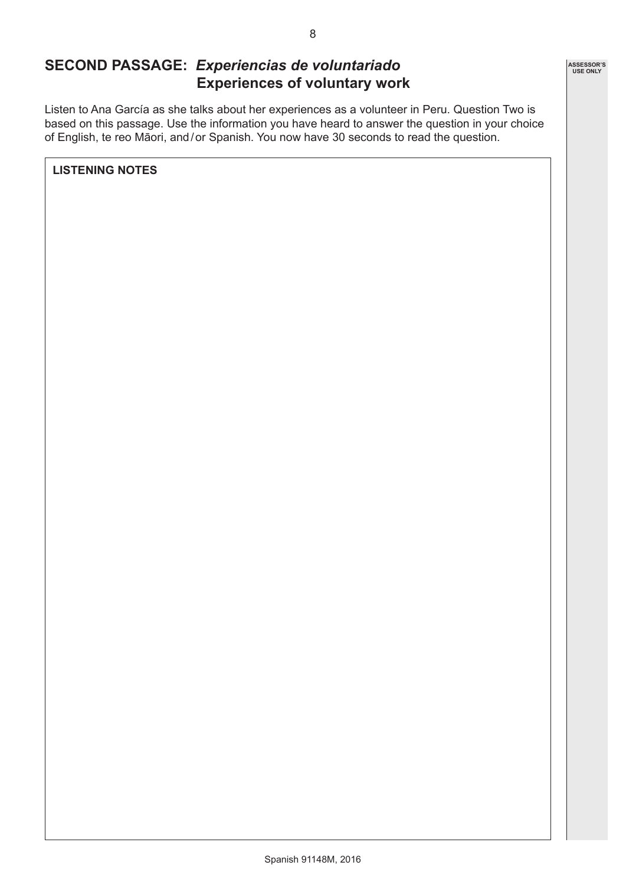## SECOND PASSAGE: *Experiencias de voluntariado* Experiences of voluntary work

Listen to Ana García as she talks about her experiences as a volunteer in Peru. Question Two is based on this passage. Use the information you have heard to answer the question in your choice of English, te reo Māori, and / or Spanish. You now have 30 seconds to read the question.

**LISTENING NOTES**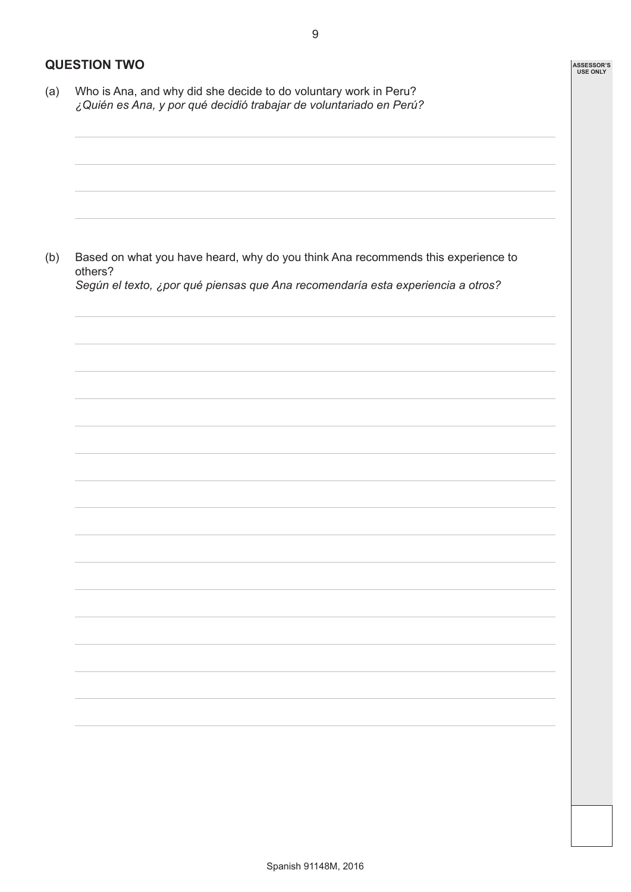## QUESTION TWO

(a) Who is Ana, and why did she decide to do voluntary work in Peru?
*¿Quién es Ana, y por qué decidió trabajar de voluntariado en Perú?*

(b) Based on what you have heard, why do you think Ana recommends this experience to others?
*Según el texto, ¿por qué piensas que Ana recomendaría esta experiencia a otros?*

Spanish 91148M, 2016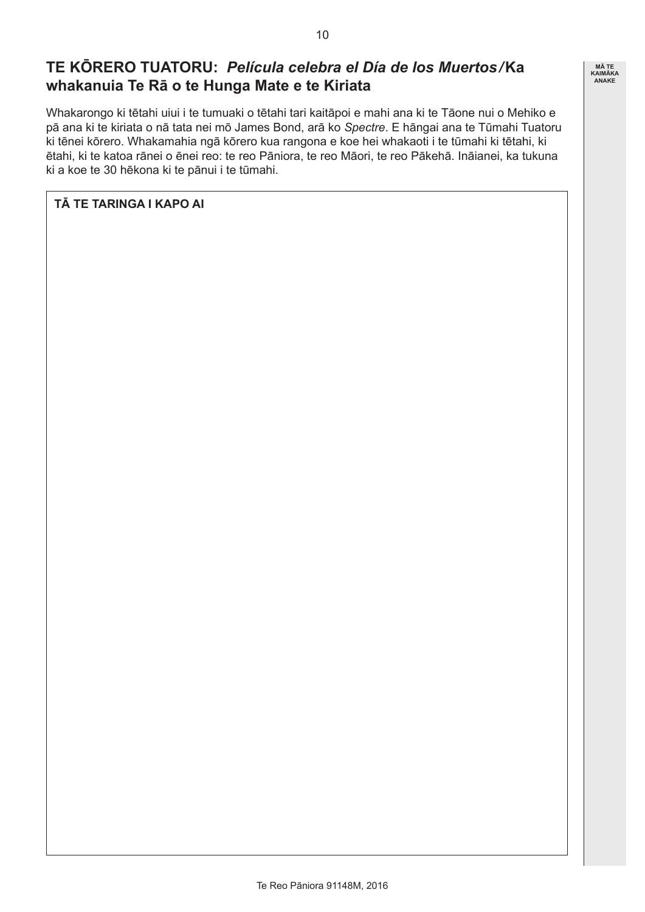## TE KŌRERO TUATORU: *Película celebra el Día de los Muertos* / Ka whakanuia Te Rā o te Hunga Mate e te Kiriata

Whakarongo ki tētahi uiui i te tumuaki o tētahi tari kaitāpoi e mahi ana ki te Tāone nui o Mehiko e pā ana ki te kiriata o nā tata nei mō James Bond, arā ko *Spectre*. E hāngai ana te Tūmahi Tuatoru ki tēnei kōrero. Whakamahia ngā kōrero kua rangona e koe hei whakaoti i te tūmahi ki tētahi, ki ētahi, ki te katoa rānei o ēnei reo: te reo Pāniora, te reo Māori, te reo Pākehā. Ināianei, ka tukuna ki a koe te 30 hēkona ki te pānui i te tūmahi.

**TĀ TE TARINGA I KAPO AI**

MĀ TE KAIMĀKA ANAKE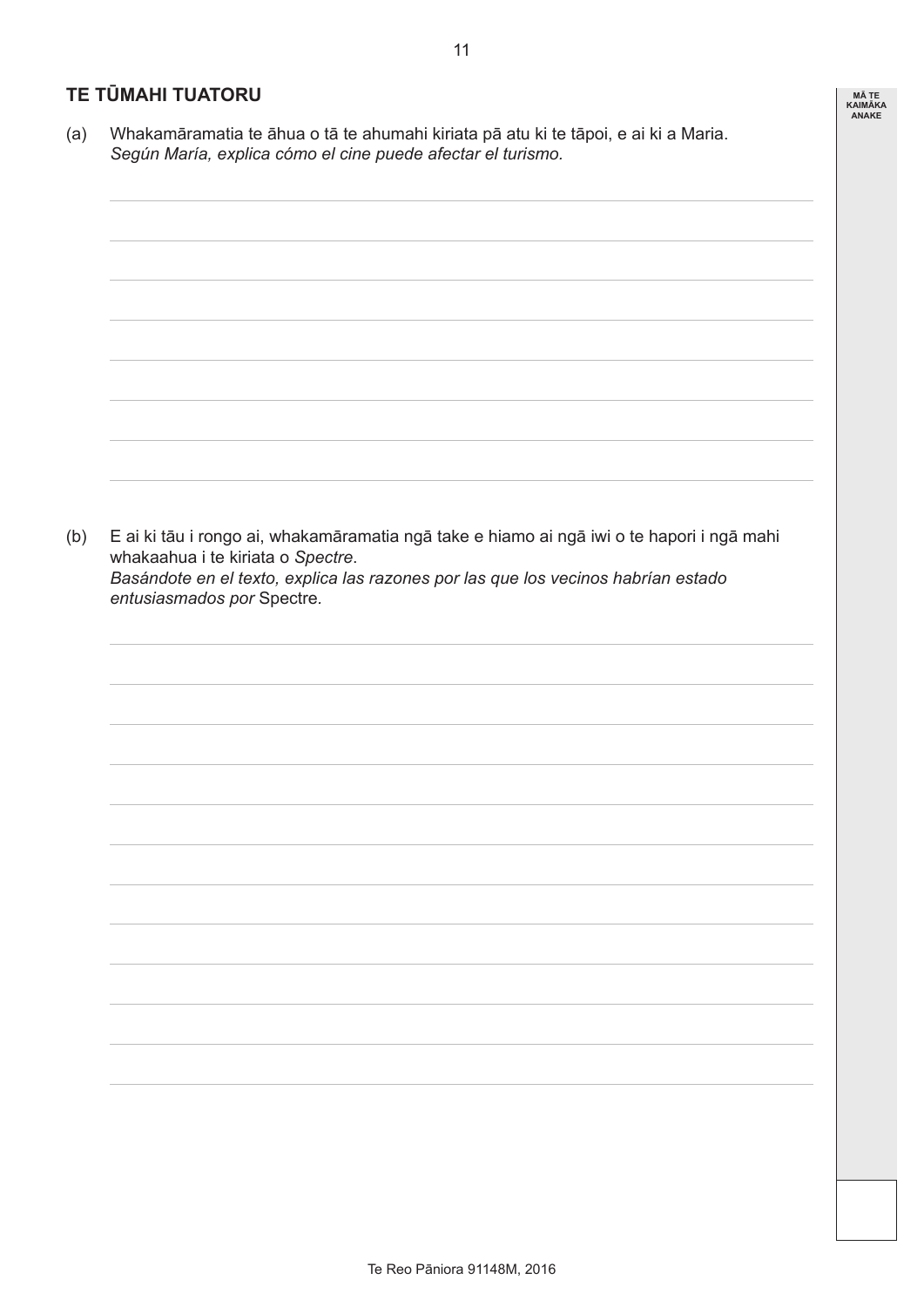## TE TŪMAHI TUATORU

(a) Whakamāramatia te āhua o tā te ahumahi kiriata pā atu ki te tāpoi, e ai ki a Maria.
*Según María, explica cómo el cine puede afectar el turismo.*

(b) E ai ki tāu i rongo ai, whakamāramatia ngā take e hiamo ai ngā iwi o te hapori i ngā mahi whakaahua i te kiriata o *Spectre*.
*Basándote en el texto, explica las razones por las que los vecinos habrían estado entusiasmados por* Spectre.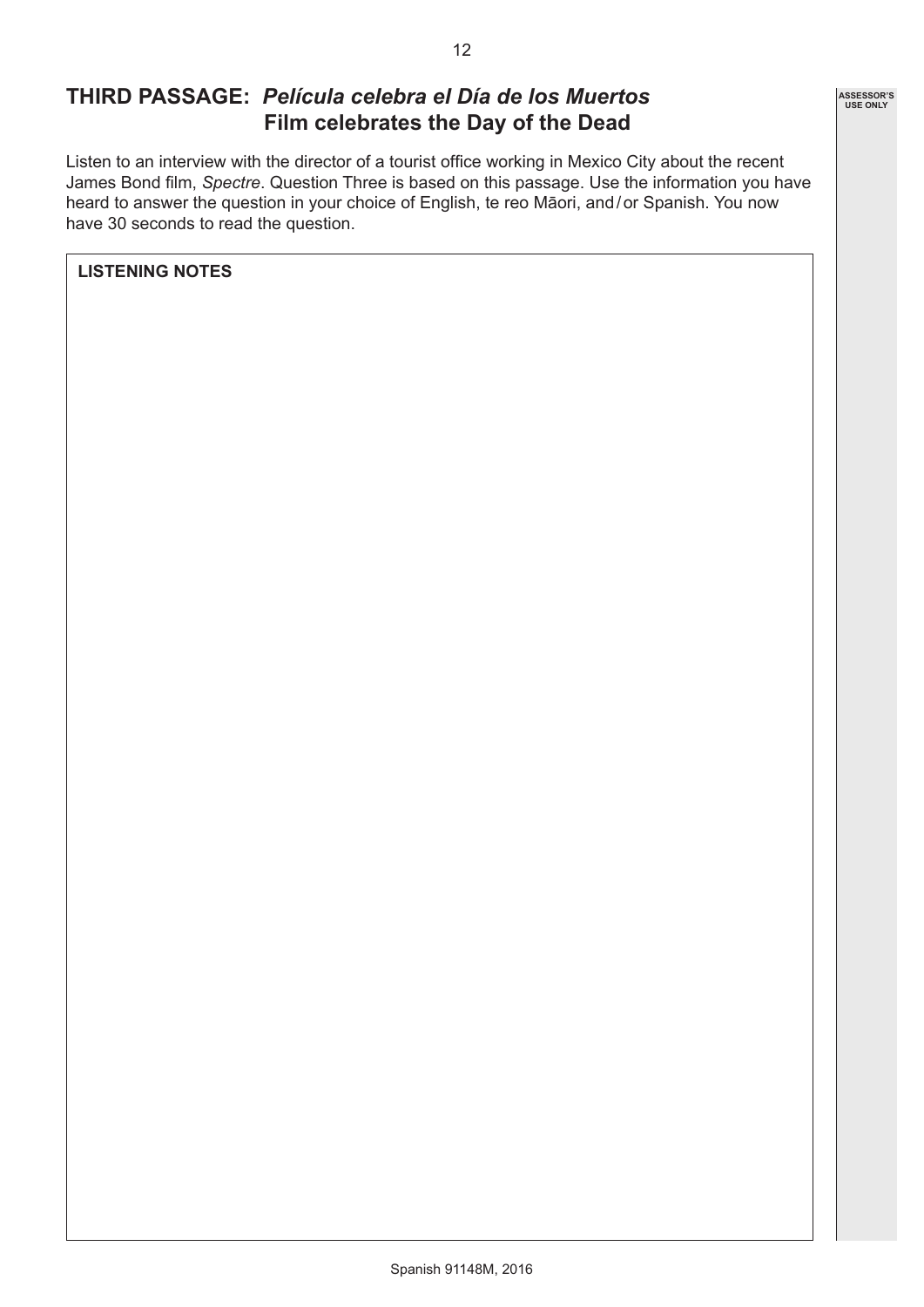## THIRD PASSAGE: *Película celebra el Día de los Muertos* Film celebrates the Day of the Dead

Listen to an interview with the director of a tourist office working in Mexico City about the recent James Bond film, *Spectre*. Question Three is based on this passage. Use the information you have heard to answer the question in your choice of English, te reo Māori, and / or Spanish. You now have 30 seconds to read the question.

**LISTENING NOTES**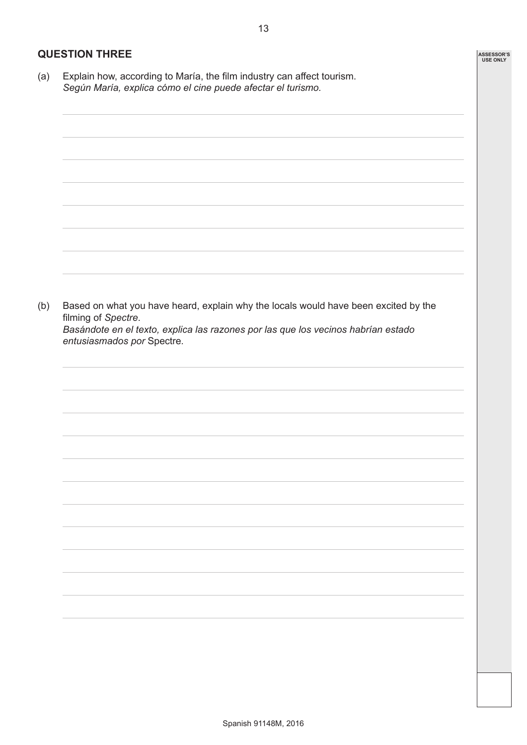## QUESTION THREE

(a) Explain how, according to María, the film industry can affect tourism.
*Según María, explica cómo el cine puede afectar el turismo.*

(b) Based on what you have heard, explain why the locals would have been excited by the filming of *Spectre*.
*Basándote en el texto, explica las razones por las que los vecinos habrían estado entusiasmados por* Spectre.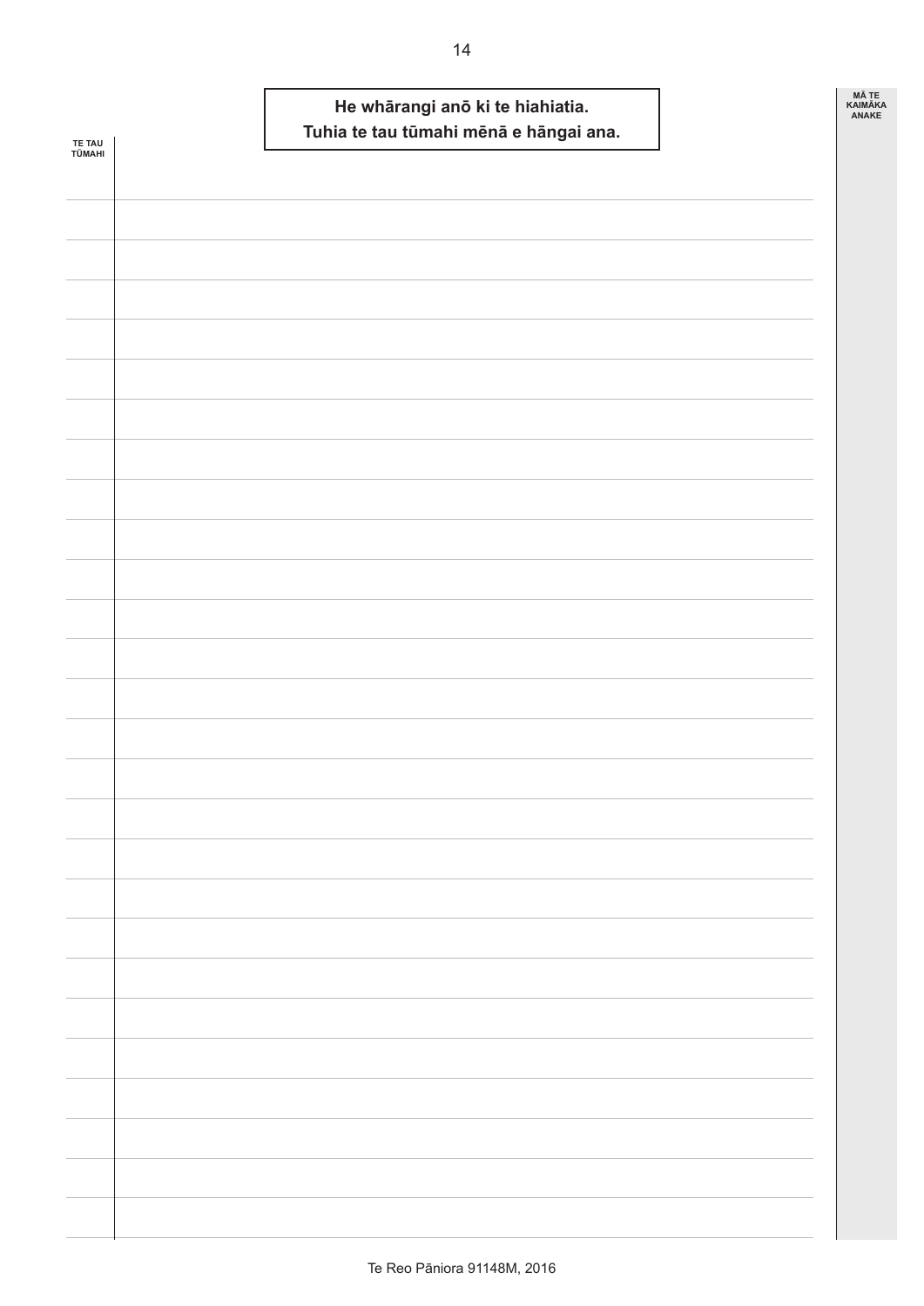**He whārangi anō ki te hiahiatia.**
**Tuhia te tau tūmahi mēnā e hāngai ana.**

TE TAU TŪMAHI

MĀ TE KAIMĀKA ANAKE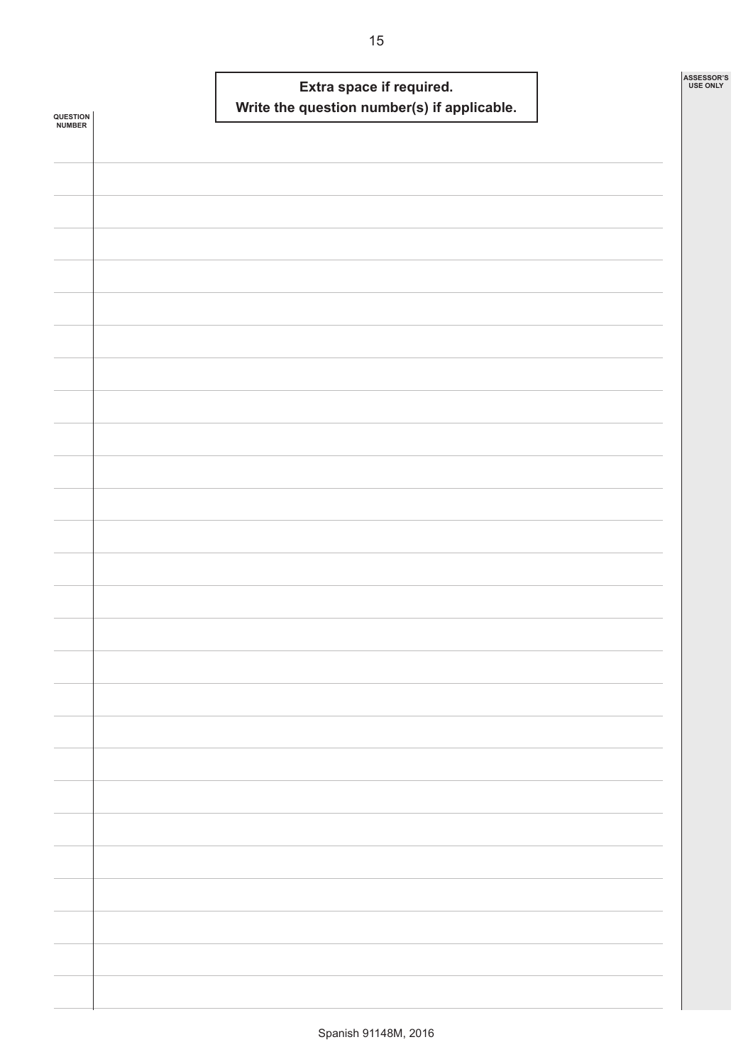**Extra space if required.**
**Write the question number(s) if applicable.**

QUESTION NUMBER

ASSESSOR'S USE ONLY

Spanish 91148M, 2016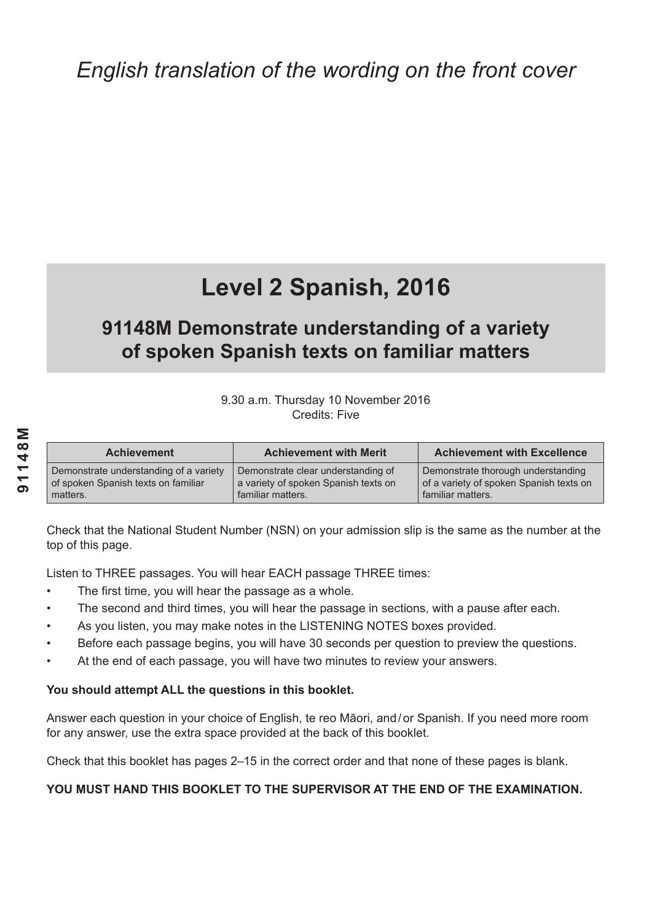*English translation of the wording on the front cover*

# Level 2 Spanish, 2016

## 91148M Demonstrate understanding of a variety of spoken Spanish texts on familiar matters

9.30 a.m. Thursday 10 November 2016
Credits: Five

| Achievement | Achievement with Merit | Achievement with Excellence |
|---|---|---|
| Demonstrate understanding of a variety of spoken Spanish texts on familiar matters. | Demonstrate clear understanding of a variety of spoken Spanish texts on familiar matters. | Demonstrate thorough understanding of a variety of spoken Spanish texts on familiar matters. |

Check that the National Student Number (NSN) on your admission slip is the same as the number at the top of this page.

Listen to THREE passages. You will hear EACH passage THREE times:

- The first time, you will hear the passage as a whole.
- The second and third times, you will hear the passage in sections, with a pause after each.
- As you listen, you may make notes in the LISTENING NOTES boxes provided.
- Before each passage begins, you will have 30 seconds per question to preview the questions.
- At the end of each passage, you will have two minutes to review your answers.

**You should attempt ALL the questions in this booklet.**

Answer each question in your choice of English, te reo Māori, and / or Spanish. If you need more room for any answer, use the extra space provided at the back of this booklet.

Check that this booklet has pages 2–15 in the correct order and that none of these pages is blank.

**YOU MUST HAND THIS BOOKLET TO THE SUPERVISOR AT THE END OF THE EXAMINATION.**